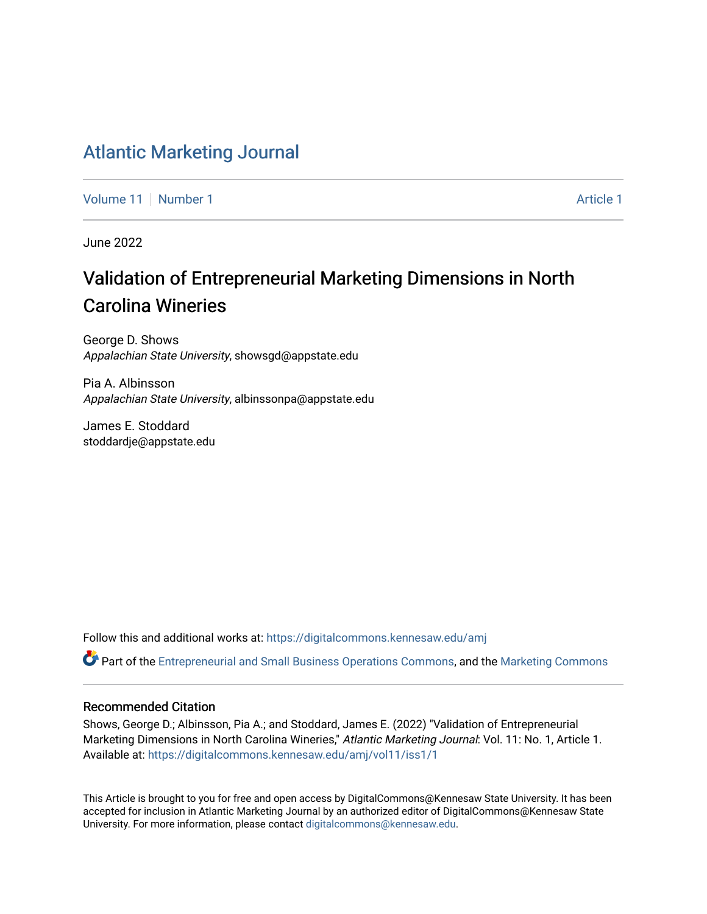# Atlantic Marketing Journal

Volume 11 | Number 1 — Article 1

June 2022

## Validation of Entrepreneurial Marketing Dimensions in North Carolina Wineries

George D. Shows
*Appalachian State University*, showsgd@appstate.edu

Pia A. Albinsson
*Appalachian State University*, albinssonpa@appstate.edu

James E. Stoddard
stoddardje@appstate.edu

Follow this and additional works at: https://digitalcommons.kennesaw.edu/amj

Part of the Entrepreneurial and Small Business Operations Commons, and the Marketing Commons

### Recommended Citation

Shows, George D.; Albinsson, Pia A.; and Stoddard, James E. (2022) "Validation of Entrepreneurial Marketing Dimensions in North Carolina Wineries," *Atlantic Marketing Journal*: Vol. 11: No. 1, Article 1.
Available at: https://digitalcommons.kennesaw.edu/amj/vol11/iss1/1

This Article is brought to you for free and open access by DigitalCommons@Kennesaw State University. It has been accepted for inclusion in Atlantic Marketing Journal by an authorized editor of DigitalCommons@Kennesaw State University. For more information, please contact digitalcommons@kennesaw.edu.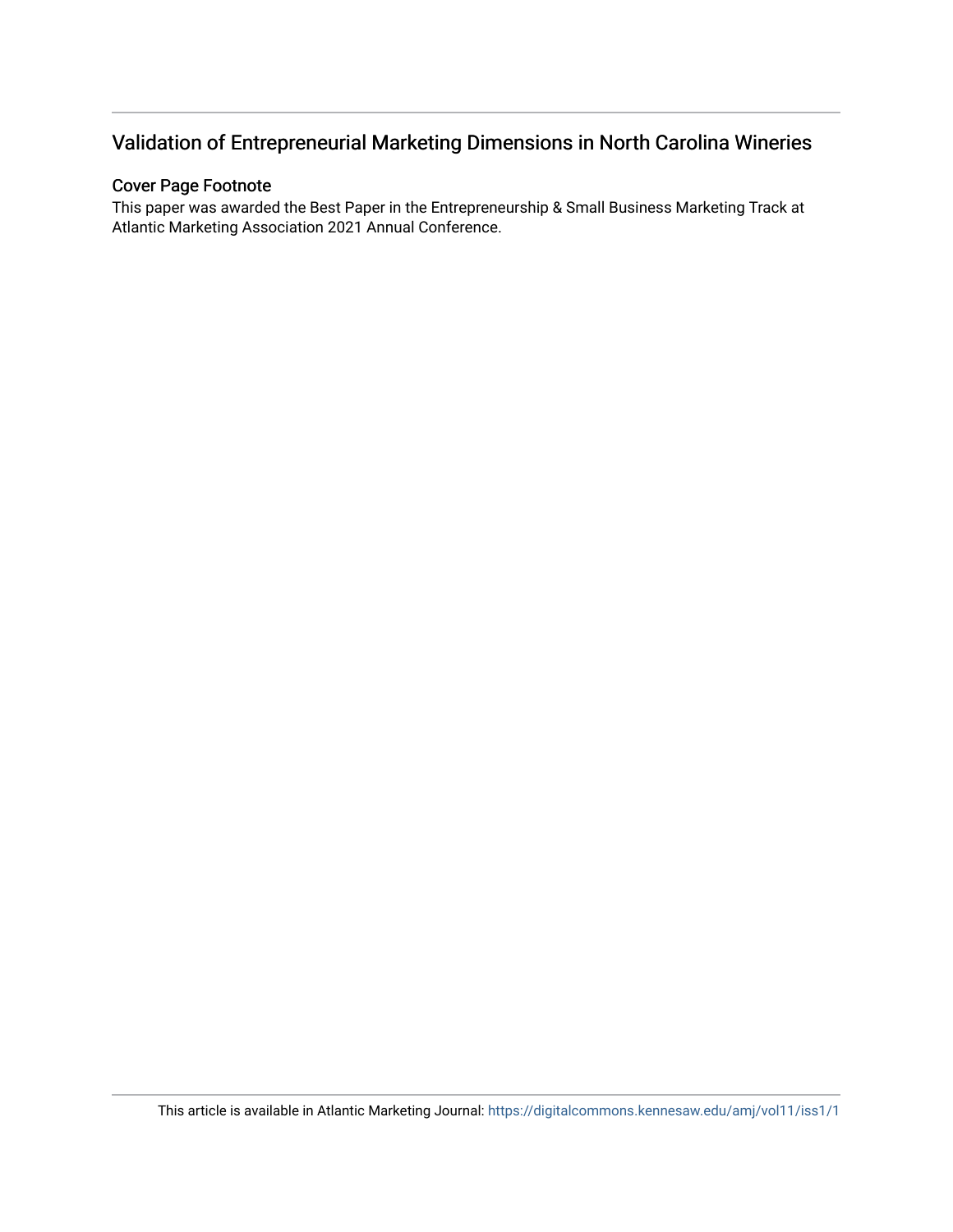# Validation of Entrepreneurial Marketing Dimensions in North Carolina Wineries

## Cover Page Footnote

This paper was awarded the Best Paper in the Entrepreneurship & Small Business Marketing Track at Atlantic Marketing Association 2021 Annual Conference.

This article is available in Atlantic Marketing Journal: https://digitalcommons.kennesaw.edu/amj/vol11/iss1/1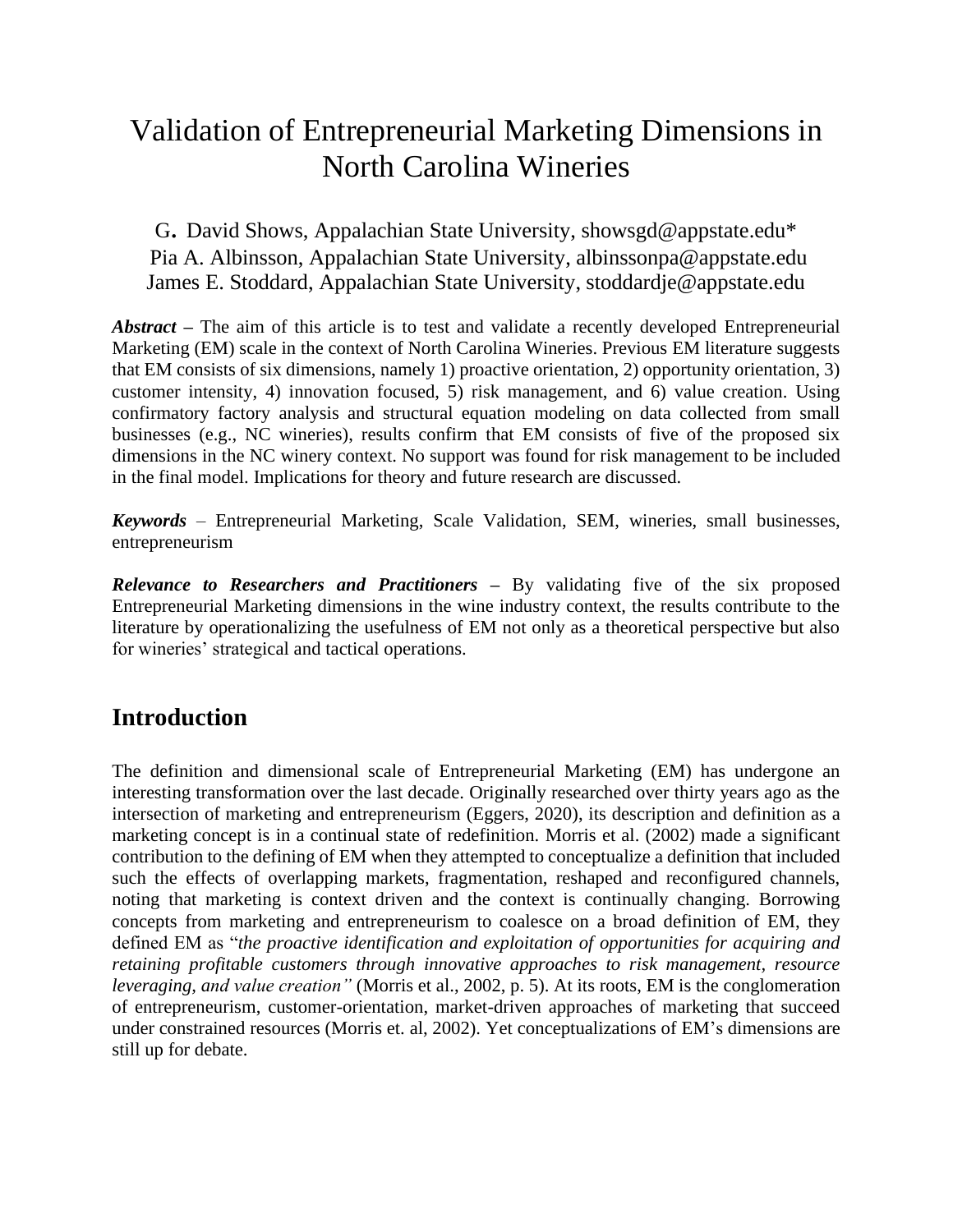# Validation of Entrepreneurial Marketing Dimensions in North Carolina Wineries

G. David Shows, Appalachian State University, showsgd@appstate.edu*
Pia A. Albinsson, Appalachian State University, albinssonpa@appstate.edu
James E. Stoddard, Appalachian State University, stoddardje@appstate.edu

***Abstract*** – The aim of this article is to test and validate a recently developed Entrepreneurial Marketing (EM) scale in the context of North Carolina Wineries. Previous EM literature suggests that EM consists of six dimensions, namely 1) proactive orientation, 2) opportunity orientation, 3) customer intensity, 4) innovation focused, 5) risk management, and 6) value creation. Using confirmatory factory analysis and structural equation modeling on data collected from small businesses (e.g., NC wineries), results confirm that EM consists of five of the proposed six dimensions in the NC winery context. No support was found for risk management to be included in the final model. Implications for theory and future research are discussed.

***Keywords*** – Entrepreneurial Marketing, Scale Validation, SEM, wineries, small businesses, entrepreneurism

***Relevance to Researchers and Practitioners*** – By validating five of the six proposed Entrepreneurial Marketing dimensions in the wine industry context, the results contribute to the literature by operationalizing the usefulness of EM not only as a theoretical perspective but also for wineries' strategical and tactical operations.

## Introduction

The definition and dimensional scale of Entrepreneurial Marketing (EM) has undergone an interesting transformation over the last decade. Originally researched over thirty years ago as the intersection of marketing and entrepreneurism (Eggers, 2020), its description and definition as a marketing concept is in a continual state of redefinition. Morris et al. (2002) made a significant contribution to the defining of EM when they attempted to conceptualize a definition that included such the effects of overlapping markets, fragmentation, reshaped and reconfigured channels, noting that marketing is context driven and the context is continually changing. Borrowing concepts from marketing and entrepreneurism to coalesce on a broad definition of EM, they defined EM as "*the proactive identification and exploitation of opportunities for acquiring and retaining profitable customers through innovative approaches to risk management, resource leveraging, and value creation"* (Morris et al., 2002, p. 5). At its roots, EM is the conglomeration of entrepreneurism, customer-orientation, market-driven approaches of marketing that succeed under constrained resources (Morris et. al, 2002). Yet conceptualizations of EM's dimensions are still up for debate.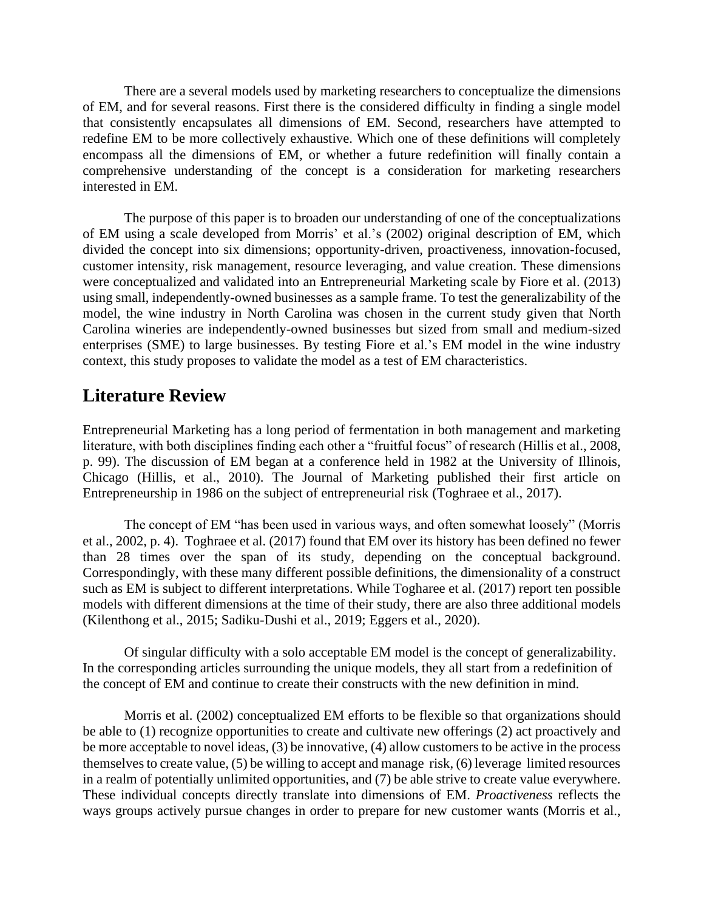There are a several models used by marketing researchers to conceptualize the dimensions of EM, and for several reasons. First there is the considered difficulty in finding a single model that consistently encapsulates all dimensions of EM. Second, researchers have attempted to redefine EM to be more collectively exhaustive. Which one of these definitions will completely encompass all the dimensions of EM, or whether a future redefinition will finally contain a comprehensive understanding of the concept is a consideration for marketing researchers interested in EM.

The purpose of this paper is to broaden our understanding of one of the conceptualizations of EM using a scale developed from Morris' et al.'s (2002) original description of EM, which divided the concept into six dimensions; opportunity-driven, proactiveness, innovation-focused, customer intensity, risk management, resource leveraging, and value creation. These dimensions were conceptualized and validated into an Entrepreneurial Marketing scale by Fiore et al. (2013) using small, independently-owned businesses as a sample frame. To test the generalizability of the model, the wine industry in North Carolina was chosen in the current study given that North Carolina wineries are independently-owned businesses but sized from small and medium-sized enterprises (SME) to large businesses. By testing Fiore et al.'s EM model in the wine industry context, this study proposes to validate the model as a test of EM characteristics.

## Literature Review

Entrepreneurial Marketing has a long period of fermentation in both management and marketing literature, with both disciplines finding each other a "fruitful focus" of research (Hillis et al., 2008, p. 99). The discussion of EM began at a conference held in 1982 at the University of Illinois, Chicago (Hillis, et al., 2010). The Journal of Marketing published their first article on Entrepreneurship in 1986 on the subject of entrepreneurial risk (Toghraee et al., 2017).

The concept of EM "has been used in various ways, and often somewhat loosely" (Morris et al., 2002, p. 4). Toghraee et al. (2017) found that EM over its history has been defined no fewer than 28 times over the span of its study, depending on the conceptual background. Correspondingly, with these many different possible definitions, the dimensionality of a construct such as EM is subject to different interpretations. While Togharee et al. (2017) report ten possible models with different dimensions at the time of their study, there are also three additional models (Kilenthong et al., 2015; Sadiku-Dushi et al., 2019; Eggers et al., 2020).

Of singular difficulty with a solo acceptable EM model is the concept of generalizability. In the corresponding articles surrounding the unique models, they all start from a redefinition of the concept of EM and continue to create their constructs with the new definition in mind.

Morris et al. (2002) conceptualized EM efforts to be flexible so that organizations should be able to (1) recognize opportunities to create and cultivate new offerings (2) act proactively and be more acceptable to novel ideas, (3) be innovative, (4) allow customers to be active in the process themselves to create value, (5) be willing to accept and manage risk, (6) leverage limited resources in a realm of potentially unlimited opportunities, and (7) be able strive to create value everywhere. These individual concepts directly translate into dimensions of EM. *Proactiveness* reflects the ways groups actively pursue changes in order to prepare for new customer wants (Morris et al.,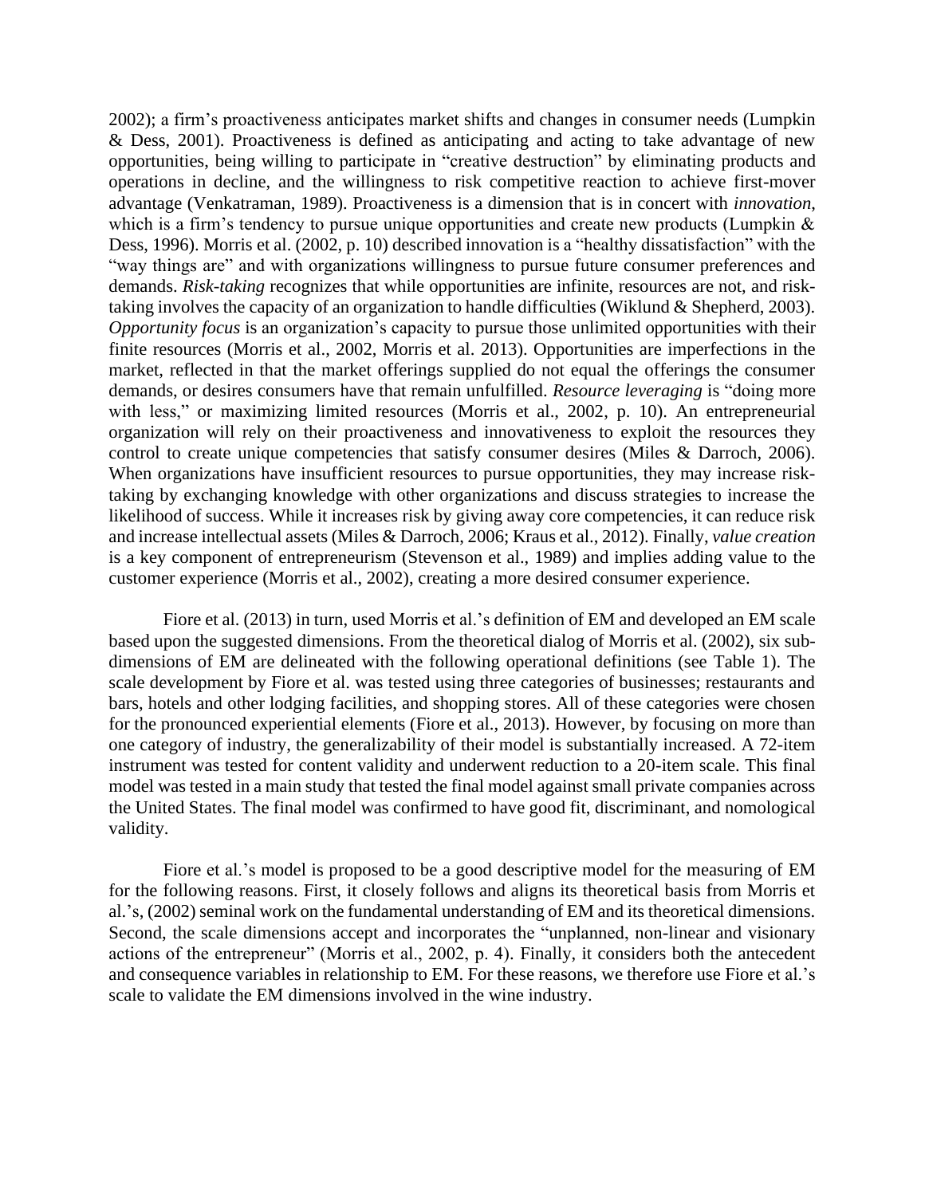2002); a firm's proactiveness anticipates market shifts and changes in consumer needs (Lumpkin & Dess, 2001). Proactiveness is defined as anticipating and acting to take advantage of new opportunities, being willing to participate in "creative destruction" by eliminating products and operations in decline, and the willingness to risk competitive reaction to achieve first-mover advantage (Venkatraman, 1989). Proactiveness is a dimension that is in concert with *innovation*, which is a firm's tendency to pursue unique opportunities and create new products (Lumpkin & Dess, 1996). Morris et al. (2002, p. 10) described innovation is a "healthy dissatisfaction" with the "way things are" and with organizations willingness to pursue future consumer preferences and demands. *Risk-taking* recognizes that while opportunities are infinite, resources are not, and risk-taking involves the capacity of an organization to handle difficulties (Wiklund & Shepherd, 2003). *Opportunity focus* is an organization's capacity to pursue those unlimited opportunities with their finite resources (Morris et al., 2002, Morris et al. 2013). Opportunities are imperfections in the market, reflected in that the market offerings supplied do not equal the offerings the consumer demands, or desires consumers have that remain unfulfilled. *Resource leveraging* is "doing more with less," or maximizing limited resources (Morris et al., 2002, p. 10). An entrepreneurial organization will rely on their proactiveness and innovativeness to exploit the resources they control to create unique competencies that satisfy consumer desires (Miles & Darroch, 2006). When organizations have insufficient resources to pursue opportunities, they may increase risk-taking by exchanging knowledge with other organizations and discuss strategies to increase the likelihood of success. While it increases risk by giving away core competencies, it can reduce risk and increase intellectual assets (Miles & Darroch, 2006; Kraus et al., 2012). Finally, *value creation* is a key component of entrepreneurism (Stevenson et al., 1989) and implies adding value to the customer experience (Morris et al., 2002), creating a more desired consumer experience.

Fiore et al. (2013) in turn, used Morris et al.'s definition of EM and developed an EM scale based upon the suggested dimensions. From the theoretical dialog of Morris et al. (2002), six sub-dimensions of EM are delineated with the following operational definitions (see Table 1). The scale development by Fiore et al. was tested using three categories of businesses; restaurants and bars, hotels and other lodging facilities, and shopping stores. All of these categories were chosen for the pronounced experiential elements (Fiore et al., 2013). However, by focusing on more than one category of industry, the generalizability of their model is substantially increased. A 72-item instrument was tested for content validity and underwent reduction to a 20-item scale. This final model was tested in a main study that tested the final model against small private companies across the United States. The final model was confirmed to have good fit, discriminant, and nomological validity.

Fiore et al.'s model is proposed to be a good descriptive model for the measuring of EM for the following reasons. First, it closely follows and aligns its theoretical basis from Morris et al.'s, (2002) seminal work on the fundamental understanding of EM and its theoretical dimensions. Second, the scale dimensions accept and incorporates the "unplanned, non-linear and visionary actions of the entrepreneur" (Morris et al., 2002, p. 4). Finally, it considers both the antecedent and consequence variables in relationship to EM. For these reasons, we therefore use Fiore et al.'s scale to validate the EM dimensions involved in the wine industry.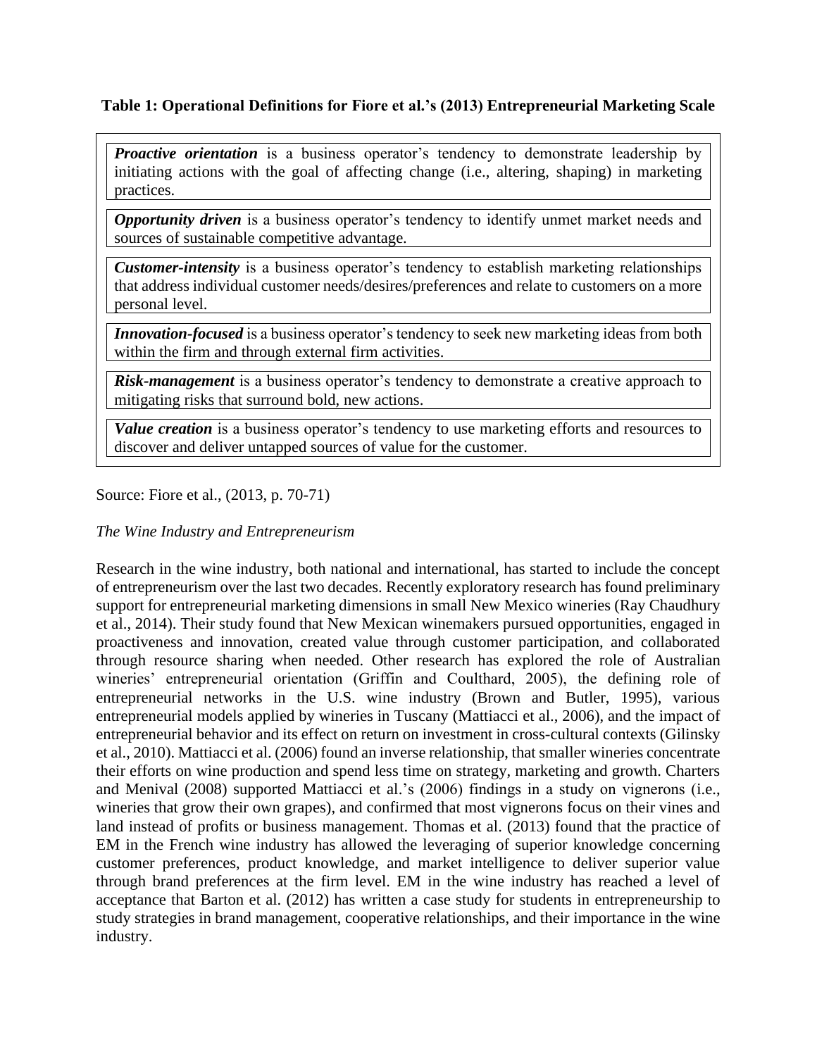**Table 1: Operational Definitions for Fiore et al.'s (2013) Entrepreneurial Marketing Scale**

| |
|---|
| ***Proactive orientation*** is a business operator's tendency to demonstrate leadership by initiating actions with the goal of affecting change (i.e., altering, shaping) in marketing practices. |
| ***Opportunity driven*** is a business operator's tendency to identify unmet market needs and sources of sustainable competitive advantage. |
| ***Customer-intensity*** is a business operator's tendency to establish marketing relationships that address individual customer needs/desires/preferences and relate to customers on a more personal level. |
| ***Innovation-focused*** is a business operator's tendency to seek new marketing ideas from both within the firm and through external firm activities. |
| ***Risk-management*** is a business operator's tendency to demonstrate a creative approach to mitigating risks that surround bold, new actions. |
| ***Value creation*** is a business operator's tendency to use marketing efforts and resources to discover and deliver untapped sources of value for the customer. |

Source: Fiore et al., (2013, p. 70-71)

*The Wine Industry and Entrepreneurism*

Research in the wine industry, both national and international, has started to include the concept of entrepreneurism over the last two decades. Recently exploratory research has found preliminary support for entrepreneurial marketing dimensions in small New Mexico wineries (Ray Chaudhury et al., 2014). Their study found that New Mexican winemakers pursued opportunities, engaged in proactiveness and innovation, created value through customer participation, and collaborated through resource sharing when needed. Other research has explored the role of Australian wineries' entrepreneurial orientation (Griffin and Coulthard, 2005), the defining role of entrepreneurial networks in the U.S. wine industry (Brown and Butler, 1995), various entrepreneurial models applied by wineries in Tuscany (Mattiacci et al., 2006), and the impact of entrepreneurial behavior and its effect on return on investment in cross-cultural contexts (Gilinsky et al., 2010). Mattiacci et al. (2006) found an inverse relationship, that smaller wineries concentrate their efforts on wine production and spend less time on strategy, marketing and growth. Charters and Menival (2008) supported Mattiacci et al.'s (2006) findings in a study on vignerons (i.e., wineries that grow their own grapes), and confirmed that most vignerons focus on their vines and land instead of profits or business management. Thomas et al. (2013) found that the practice of EM in the French wine industry has allowed the leveraging of superior knowledge concerning customer preferences, product knowledge, and market intelligence to deliver superior value through brand preferences at the firm level. EM in the wine industry has reached a level of acceptance that Barton et al. (2012) has written a case study for students in entrepreneurship to study strategies in brand management, cooperative relationships, and their importance in the wine industry.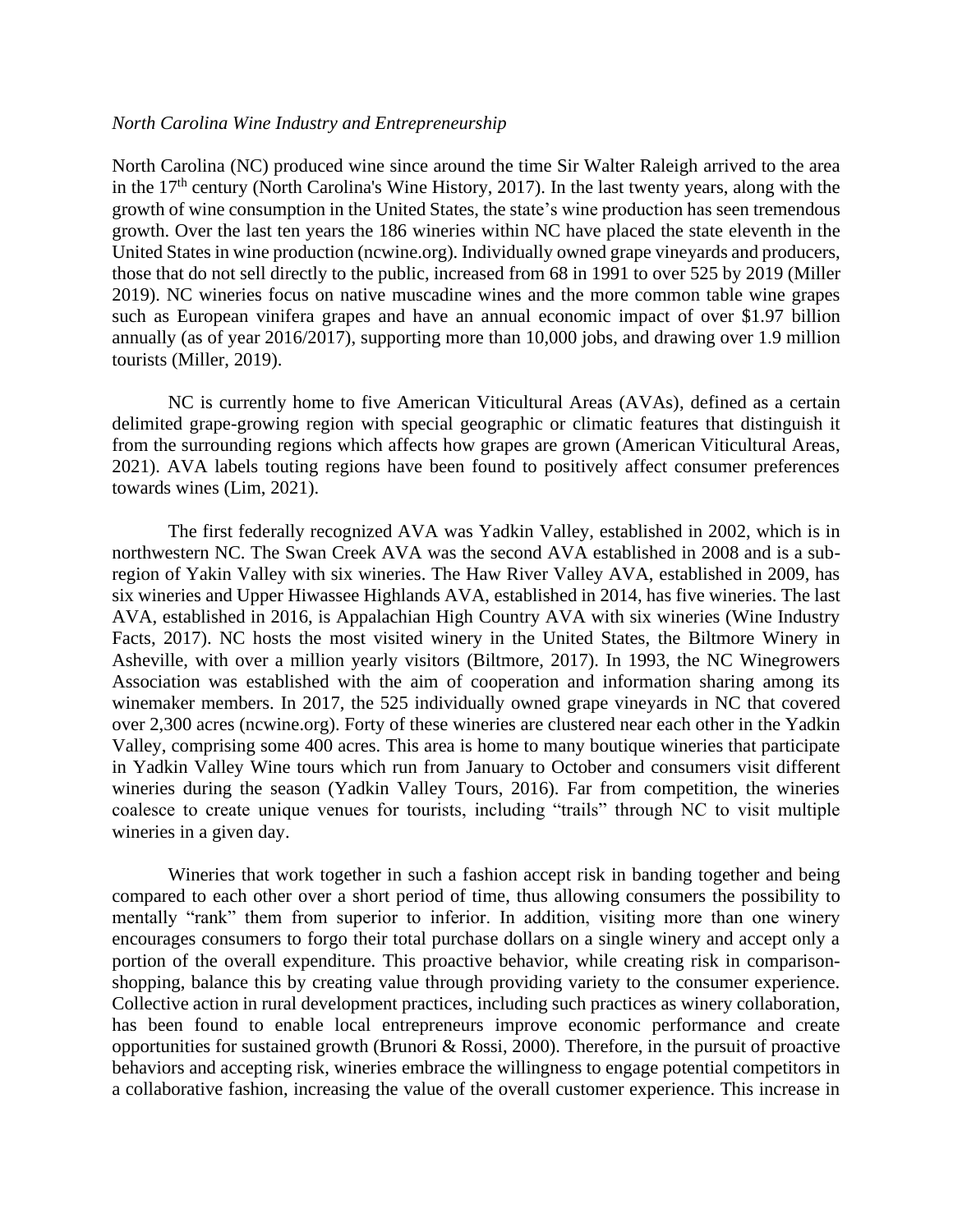*North Carolina Wine Industry and Entrepreneurship*

North Carolina (NC) produced wine since around the time Sir Walter Raleigh arrived to the area in the 17th century (North Carolina's Wine History, 2017). In the last twenty years, along with the growth of wine consumption in the United States, the state's wine production has seen tremendous growth. Over the last ten years the 186 wineries within NC have placed the state eleventh in the United States in wine production (ncwine.org). Individually owned grape vineyards and producers, those that do not sell directly to the public, increased from 68 in 1991 to over 525 by 2019 (Miller 2019). NC wineries focus on native muscadine wines and the more common table wine grapes such as European vinifera grapes and have an annual economic impact of over $1.97 billion annually (as of year 2016/2017), supporting more than 10,000 jobs, and drawing over 1.9 million tourists (Miller, 2019).

NC is currently home to five American Viticultural Areas (AVAs), defined as a certain delimited grape-growing region with special geographic or climatic features that distinguish it from the surrounding regions which affects how grapes are grown (American Viticultural Areas, 2021). AVA labels touting regions have been found to positively affect consumer preferences towards wines (Lim, 2021).

The first federally recognized AVA was Yadkin Valley, established in 2002, which is in northwestern NC. The Swan Creek AVA was the second AVA established in 2008 and is a sub-region of Yakin Valley with six wineries. The Haw River Valley AVA, established in 2009, has six wineries and Upper Hiwassee Highlands AVA, established in 2014, has five wineries. The last AVA, established in 2016, is Appalachian High Country AVA with six wineries (Wine Industry Facts, 2017). NC hosts the most visited winery in the United States, the Biltmore Winery in Asheville, with over a million yearly visitors (Biltmore, 2017). In 1993, the NC Winegrowers Association was established with the aim of cooperation and information sharing among its winemaker members. In 2017, the 525 individually owned grape vineyards in NC that covered over 2,300 acres (ncwine.org). Forty of these wineries are clustered near each other in the Yadkin Valley, comprising some 400 acres. This area is home to many boutique wineries that participate in Yadkin Valley Wine tours which run from January to October and consumers visit different wineries during the season (Yadkin Valley Tours, 2016). Far from competition, the wineries coalesce to create unique venues for tourists, including "trails" through NC to visit multiple wineries in a given day.

Wineries that work together in such a fashion accept risk in banding together and being compared to each other over a short period of time, thus allowing consumers the possibility to mentally "rank" them from superior to inferior. In addition, visiting more than one winery encourages consumers to forgo their total purchase dollars on a single winery and accept only a portion of the overall expenditure. This proactive behavior, while creating risk in comparison-shopping, balance this by creating value through providing variety to the consumer experience. Collective action in rural development practices, including such practices as winery collaboration, has been found to enable local entrepreneurs improve economic performance and create opportunities for sustained growth (Brunori & Rossi, 2000). Therefore, in the pursuit of proactive behaviors and accepting risk, wineries embrace the willingness to engage potential competitors in a collaborative fashion, increasing the value of the overall customer experience. This increase in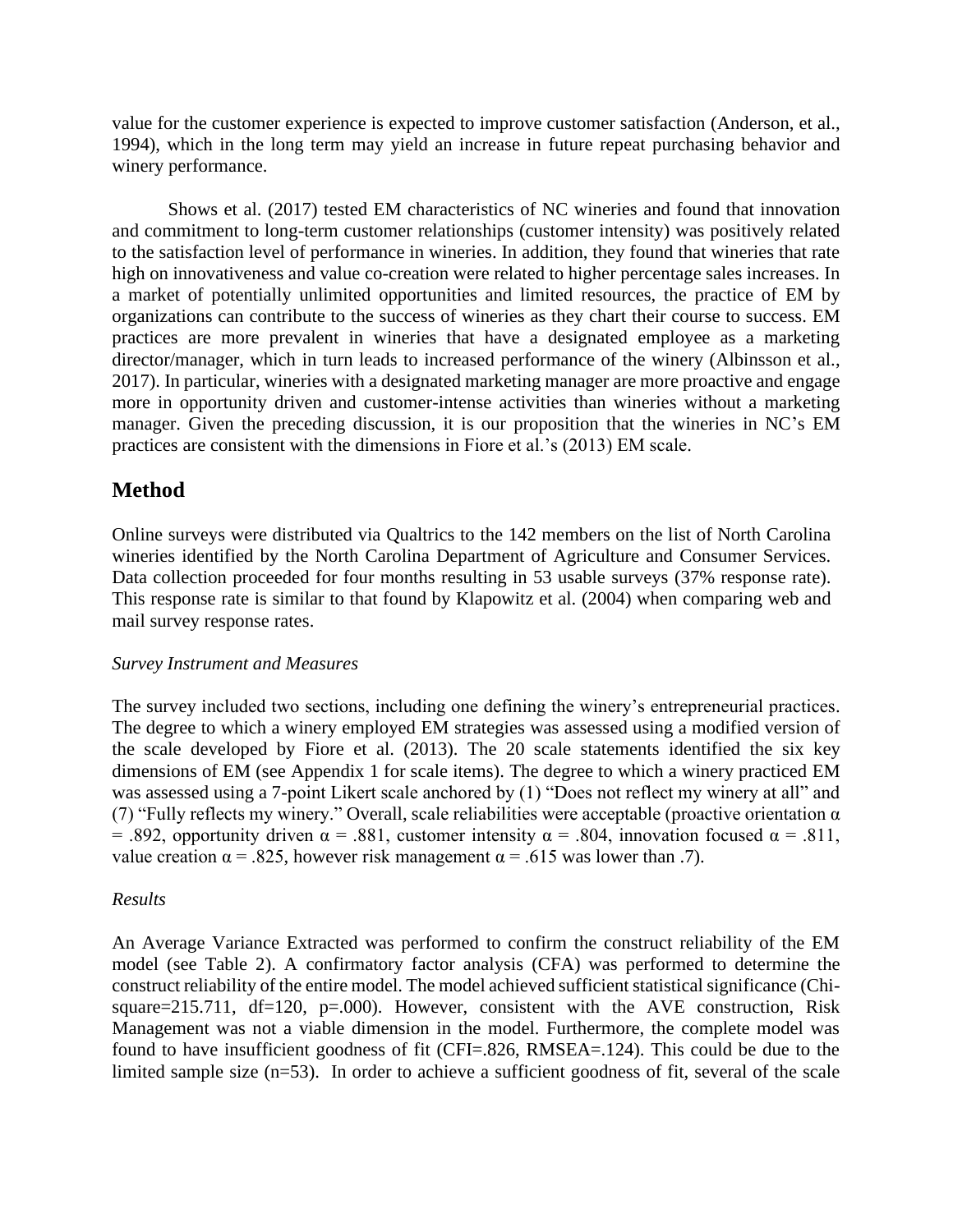value for the customer experience is expected to improve customer satisfaction (Anderson, et al., 1994), which in the long term may yield an increase in future repeat purchasing behavior and winery performance.

Shows et al. (2017) tested EM characteristics of NC wineries and found that innovation and commitment to long-term customer relationships (customer intensity) was positively related to the satisfaction level of performance in wineries. In addition, they found that wineries that rate high on innovativeness and value co-creation were related to higher percentage sales increases. In a market of potentially unlimited opportunities and limited resources, the practice of EM by organizations can contribute to the success of wineries as they chart their course to success. EM practices are more prevalent in wineries that have a designated employee as a marketing director/manager, which in turn leads to increased performance of the winery (Albinsson et al., 2017). In particular, wineries with a designated marketing manager are more proactive and engage more in opportunity driven and customer-intense activities than wineries without a marketing manager. Given the preceding discussion, it is our proposition that the wineries in NC's EM practices are consistent with the dimensions in Fiore et al.'s (2013) EM scale.

## Method

Online surveys were distributed via Qualtrics to the 142 members on the list of North Carolina wineries identified by the North Carolina Department of Agriculture and Consumer Services. Data collection proceeded for four months resulting in 53 usable surveys (37% response rate). This response rate is similar to that found by Klapowitz et al. (2004) when comparing web and mail survey response rates.

*Survey Instrument and Measures*

The survey included two sections, including one defining the winery's entrepreneurial practices. The degree to which a winery employed EM strategies was assessed using a modified version of the scale developed by Fiore et al. (2013). The 20 scale statements identified the six key dimensions of EM (see Appendix 1 for scale items). The degree to which a winery practiced EM was assessed using a 7-point Likert scale anchored by (1) "Does not reflect my winery at all" and (7) "Fully reflects my winery." Overall, scale reliabilities were acceptable (proactive orientation $\alpha = .892$, opportunity driven $\alpha = .881$, customer intensity $\alpha = .804$, innovation focused $\alpha = .811$, value creation $\alpha = .825$, however risk management $\alpha = .615$ was lower than .7).

*Results*

An Average Variance Extracted was performed to confirm the construct reliability of the EM model (see Table 2). A confirmatory factor analysis (CFA) was performed to determine the construct reliability of the entire model. The model achieved sufficient statistical significance (Chi-square=215.711, df=120, p=.000). However, consistent with the AVE construction, Risk Management was not a viable dimension in the model. Furthermore, the complete model was found to have insufficient goodness of fit (CFI=.826, RMSEA=.124). This could be due to the limited sample size (n=53). In order to achieve a sufficient goodness of fit, several of the scale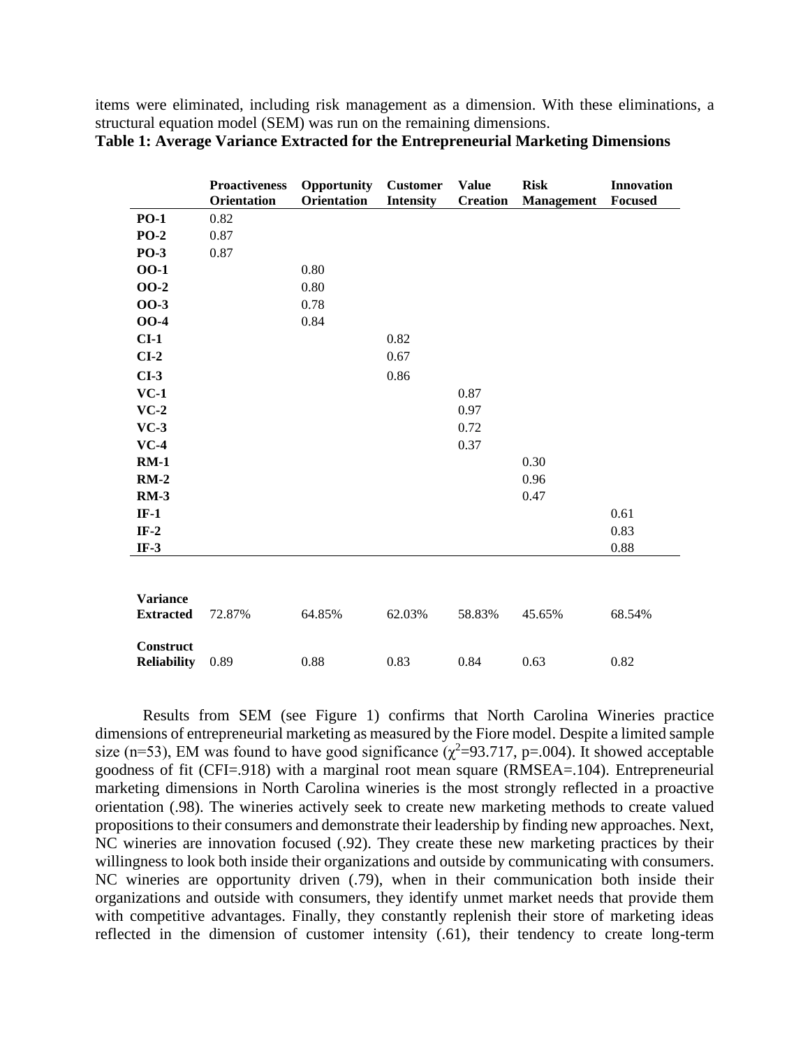items were eliminated, including risk management as a dimension. With these eliminations, a structural equation model (SEM) was run on the remaining dimensions.

**Table 1: Average Variance Extracted for the Entrepreneurial Marketing Dimensions**

| | Proactiveness Orientation | Opportunity Orientation | Customer Intensity | Value Creation | Risk Management | Innovation Focused |
|---|---|---|---|---|---|---|
| **PO-1** | 0.82 | | | | | |
| **PO-2** | 0.87 | | | | | |
| **PO-3** | 0.87 | | | | | |
| **OO-1** | | 0.80 | | | | |
| **OO-2** | | 0.80 | | | | |
| **OO-3** | | 0.78 | | | | |
| **OO-4** | | 0.84 | | | | |
| **CI-1** | | | 0.82 | | | |
| **CI-2** | | | 0.67 | | | |
| **CI-3** | | | 0.86 | | | |
| **VC-1** | | | | 0.87 | | |
| **VC-2** | | | | 0.97 | | |
| **VC-3** | | | | 0.72 | | |
| **VC-4** | | | | 0.37 | | |
| **RM-1** | | | | | 0.30 | |
| **RM-2** | | | | | 0.96 | |
| **RM-3** | | | | | 0.47 | |
| **IF-1** | | | | | | 0.61 |
| **IF-2** | | | | | | 0.83 |
| **IF-3** | | | | | | 0.88 |
| **Variance Extracted** | 72.87% | 64.85% | 62.03% | 58.83% | 45.65% | 68.54% |
| **Construct Reliability** | 0.89 | 0.88 | 0.83 | 0.84 | 0.63 | 0.82 |

Results from SEM (see Figure 1) confirms that North Carolina Wineries practice dimensions of entrepreneurial marketing as measured by the Fiore model. Despite a limited sample size (n=53), EM was found to have good significance ($\chi^2$=93.717, p=.004). It showed acceptable goodness of fit (CFI=.918) with a marginal root mean square (RMSEA=.104). Entrepreneurial marketing dimensions in North Carolina wineries is the most strongly reflected in a proactive orientation (.98). The wineries actively seek to create new marketing methods to create valued propositions to their consumers and demonstrate their leadership by finding new approaches. Next, NC wineries are innovation focused (.92). They create these new marketing practices by their willingness to look both inside their organizations and outside by communicating with consumers. NC wineries are opportunity driven (.79), when in their communication both inside their organizations and outside with consumers, they identify unmet market needs that provide them with competitive advantages. Finally, they constantly replenish their store of marketing ideas reflected in the dimension of customer intensity (.61), their tendency to create long-term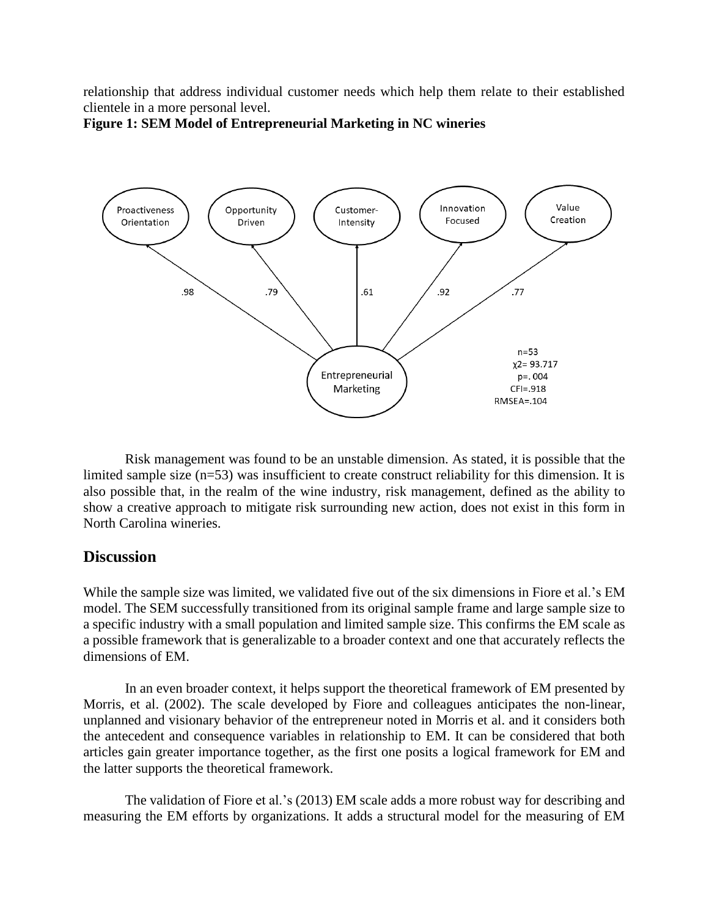relationship that address individual customer needs which help them relate to their established clientele in a more personal level.

**Figure 1: SEM Model of Entrepreneurial Marketing in NC wineries**

Risk management was found to be an unstable dimension. As stated, it is possible that the limited sample size (n=53) was insufficient to create construct reliability for this dimension. It is also possible that, in the realm of the wine industry, risk management, defined as the ability to show a creative approach to mitigate risk surrounding new action, does not exist in this form in North Carolina wineries.

## Discussion

While the sample size was limited, we validated five out of the six dimensions in Fiore et al.'s EM model. The SEM successfully transitioned from its original sample frame and large sample size to a specific industry with a small population and limited sample size. This confirms the EM scale as a possible framework that is generalizable to a broader context and one that accurately reflects the dimensions of EM.

In an even broader context, it helps support the theoretical framework of EM presented by Morris, et al. (2002). The scale developed by Fiore and colleagues anticipates the non-linear, unplanned and visionary behavior of the entrepreneur noted in Morris et al. and it considers both the antecedent and consequence variables in relationship to EM. It can be considered that both articles gain greater importance together, as the first one posits a logical framework for EM and the latter supports the theoretical framework.

The validation of Fiore et al.'s (2013) EM scale adds a more robust way for describing and measuring the EM efforts by organizations. It adds a structural model for the measuring of EM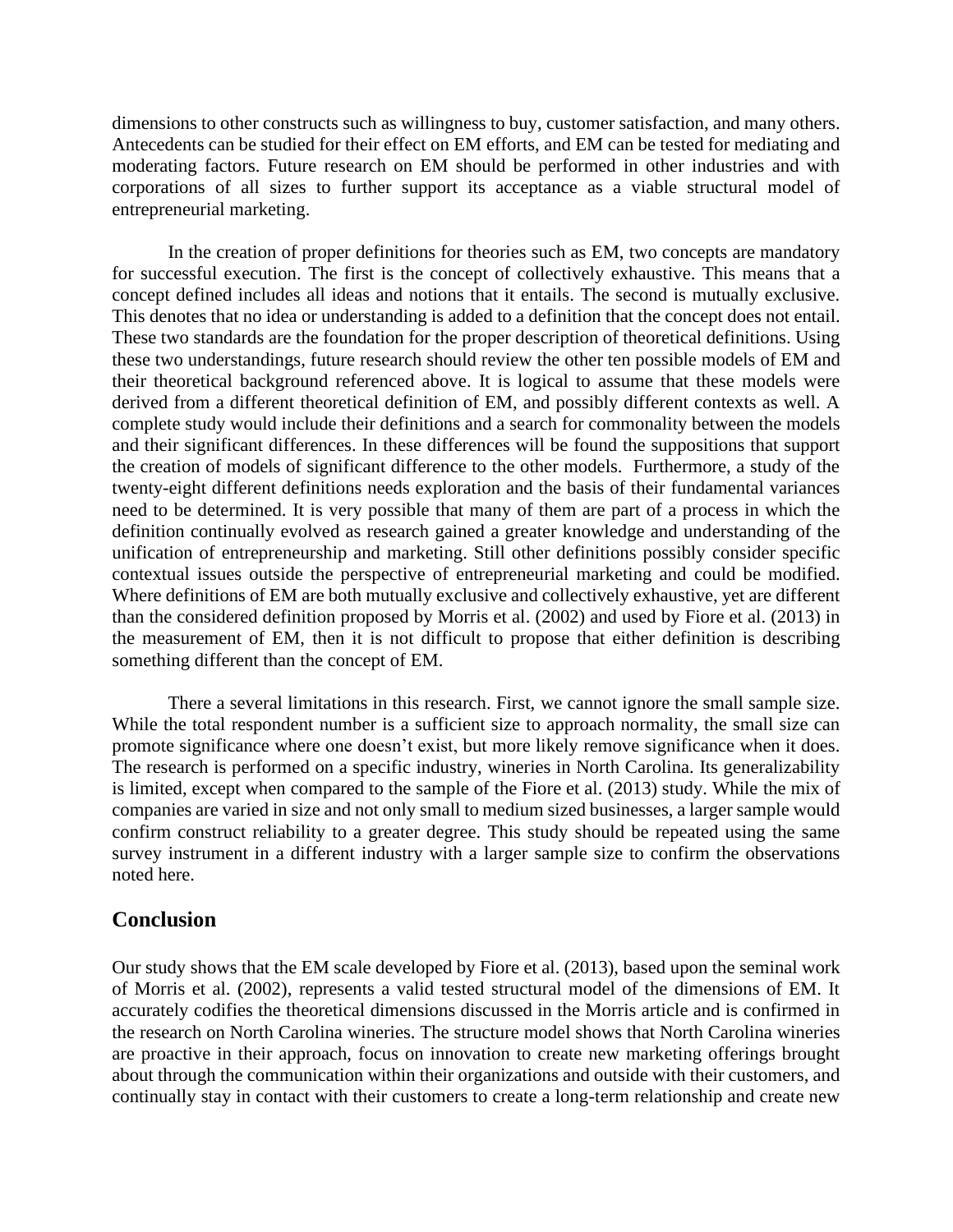dimensions to other constructs such as willingness to buy, customer satisfaction, and many others. Antecedents can be studied for their effect on EM efforts, and EM can be tested for mediating and moderating factors. Future research on EM should be performed in other industries and with corporations of all sizes to further support its acceptance as a viable structural model of entrepreneurial marketing.

In the creation of proper definitions for theories such as EM, two concepts are mandatory for successful execution. The first is the concept of collectively exhaustive. This means that a concept defined includes all ideas and notions that it entails. The second is mutually exclusive. This denotes that no idea or understanding is added to a definition that the concept does not entail. These two standards are the foundation for the proper description of theoretical definitions. Using these two understandings, future research should review the other ten possible models of EM and their theoretical background referenced above. It is logical to assume that these models were derived from a different theoretical definition of EM, and possibly different contexts as well. A complete study would include their definitions and a search for commonality between the models and their significant differences. In these differences will be found the suppositions that support the creation of models of significant difference to the other models. Furthermore, a study of the twenty-eight different definitions needs exploration and the basis of their fundamental variances need to be determined. It is very possible that many of them are part of a process in which the definition continually evolved as research gained a greater knowledge and understanding of the unification of entrepreneurship and marketing. Still other definitions possibly consider specific contextual issues outside the perspective of entrepreneurial marketing and could be modified. Where definitions of EM are both mutually exclusive and collectively exhaustive, yet are different than the considered definition proposed by Morris et al. (2002) and used by Fiore et al. (2013) in the measurement of EM, then it is not difficult to propose that either definition is describing something different than the concept of EM.

There a several limitations in this research. First, we cannot ignore the small sample size. While the total respondent number is a sufficient size to approach normality, the small size can promote significance where one doesn't exist, but more likely remove significance when it does. The research is performed on a specific industry, wineries in North Carolina. Its generalizability is limited, except when compared to the sample of the Fiore et al. (2013) study. While the mix of companies are varied in size and not only small to medium sized businesses, a larger sample would confirm construct reliability to a greater degree. This study should be repeated using the same survey instrument in a different industry with a larger sample size to confirm the observations noted here.

## Conclusion

Our study shows that the EM scale developed by Fiore et al. (2013), based upon the seminal work of Morris et al. (2002), represents a valid tested structural model of the dimensions of EM. It accurately codifies the theoretical dimensions discussed in the Morris article and is confirmed in the research on North Carolina wineries. The structure model shows that North Carolina wineries are proactive in their approach, focus on innovation to create new marketing offerings brought about through the communication within their organizations and outside with their customers, and continually stay in contact with their customers to create a long-term relationship and create new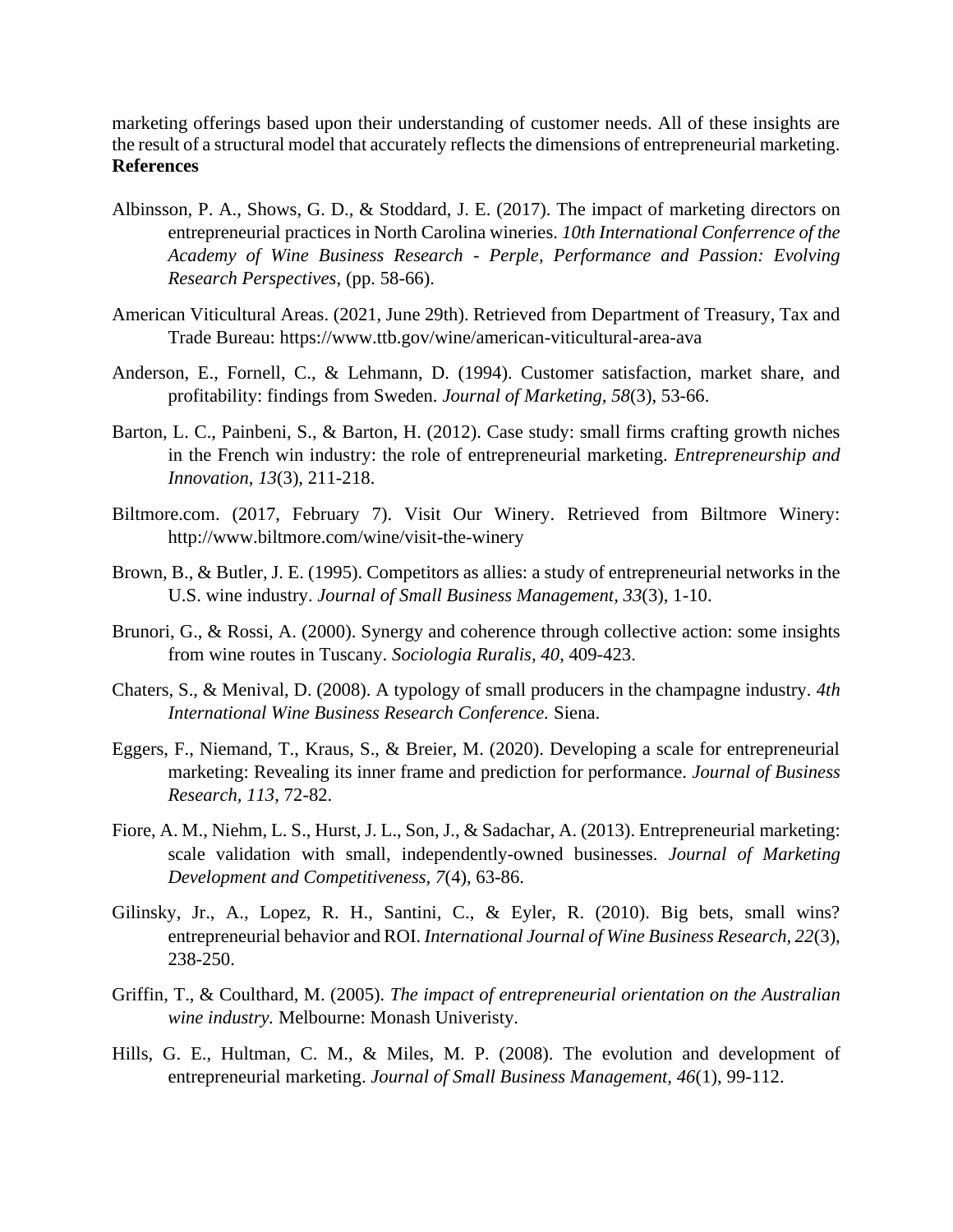marketing offerings based upon their understanding of customer needs. All of these insights are the result of a structural model that accurately reflects the dimensions of entrepreneurial marketing.

## References

Albinsson, P. A., Shows, G. D., & Stoddard, J. E. (2017). The impact of marketing directors on entrepreneurial practices in North Carolina wineries. *10th International Conferrence of the Academy of Wine Business Research - Perple, Performance and Passion: Evolving Research Perspectives*, (pp. 58-66).

American Viticultural Areas. (2021, June 29th). Retrieved from Department of Treasury, Tax and Trade Bureau: https://www.ttb.gov/wine/american-viticultural-area-ava

Anderson, E., Fornell, C., & Lehmann, D. (1994). Customer satisfaction, market share, and profitability: findings from Sweden. *Journal of Marketing, 58*(3), 53-66.

Barton, L. C., Painbeni, S., & Barton, H. (2012). Case study: small firms crafting growth niches in the French win industry: the role of entrepreneurial marketing. *Entrepreneurship and Innovation, 13*(3), 211-218.

Biltmore.com. (2017, February 7). Visit Our Winery. Retrieved from Biltmore Winery: http://www.biltmore.com/wine/visit-the-winery

Brown, B., & Butler, J. E. (1995). Competitors as allies: a study of entrepreneurial networks in the U.S. wine industry. *Journal of Small Business Management, 33*(3), 1-10.

Brunori, G., & Rossi, A. (2000). Synergy and coherence through collective action: some insights from wine routes in Tuscany. *Sociologia Ruralis, 40*, 409-423.

Chaters, S., & Menival, D. (2008). A typology of small producers in the champagne industry. *4th International Wine Business Research Conference.* Siena.

Eggers, F., Niemand, T., Kraus, S., & Breier, M. (2020). Developing a scale for entrepreneurial marketing: Revealing its inner frame and prediction for performance. *Journal of Business Research, 113*, 72-82.

Fiore, A. M., Niehm, L. S., Hurst, J. L., Son, J., & Sadachar, A. (2013). Entrepreneurial marketing: scale validation with small, independently-owned businesses. *Journal of Marketing Development and Competitiveness, 7*(4), 63-86.

Gilinsky, Jr., A., Lopez, R. H., Santini, C., & Eyler, R. (2010). Big bets, small wins? entrepreneurial behavior and ROI. *International Journal of Wine Business Research, 22*(3), 238-250.

Griffin, T., & Coulthard, M. (2005). *The impact of entrepreneurial orientation on the Australian wine industry.* Melbourne: Monash Univeristy.

Hills, G. E., Hultman, C. M., & Miles, M. P. (2008). The evolution and development of entrepreneurial marketing. *Journal of Small Business Management, 46*(1), 99-112.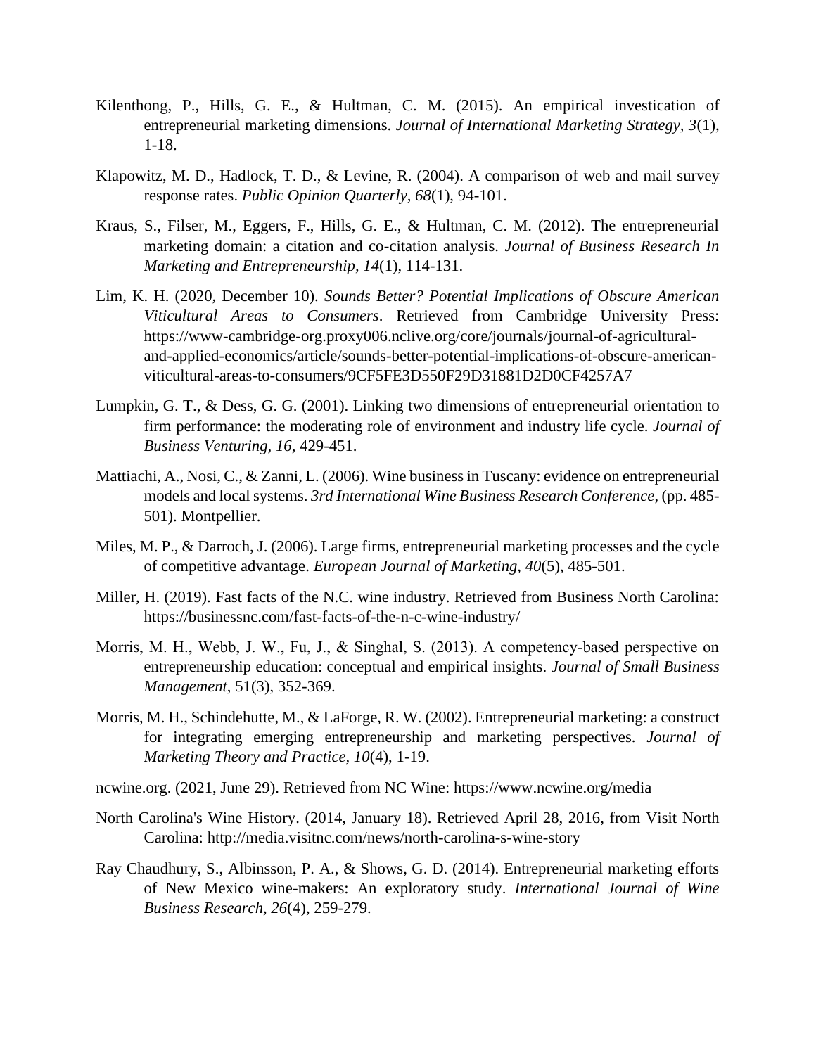Kilenthong, P., Hills, G. E., & Hultman, C. M. (2015). An empirical investication of entrepreneurial marketing dimensions. *Journal of International Marketing Strategy, 3*(1), 1-18.

Klapowitz, M. D., Hadlock, T. D., & Levine, R. (2004). A comparison of web and mail survey response rates. *Public Opinion Quarterly, 68*(1), 94-101.

Kraus, S., Filser, M., Eggers, F., Hills, G. E., & Hultman, C. M. (2012). The entrepreneurial marketing domain: a citation and co-citation analysis. *Journal of Business Research In Marketing and Entrepreneurship, 14*(1), 114-131.

Lim, K. H. (2020, December 10). *Sounds Better? Potential Implications of Obscure American Viticultural Areas to Consumers*. Retrieved from Cambridge University Press: https://www-cambridge-org.proxy006.nclive.org/core/journals/journal-of-agricultural-and-applied-economics/article/sounds-better-potential-implications-of-obscure-american-viticultural-areas-to-consumers/9CF5FE3D550F29D31881D2D0CF4257A7

Lumpkin, G. T., & Dess, G. G. (2001). Linking two dimensions of entrepreneurial orientation to firm performance: the moderating role of environment and industry life cycle. *Journal of Business Venturing, 16*, 429-451.

Mattiachi, A., Nosi, C., & Zanni, L. (2006). Wine business in Tuscany: evidence on entrepreneurial models and local systems. *3rd International Wine Business Research Conference*, (pp. 485-501). Montpellier.

Miles, M. P., & Darroch, J. (2006). Large firms, entrepreneurial marketing processes and the cycle of competitive advantage. *European Journal of Marketing, 40*(5), 485-501.

Miller, H. (2019). Fast facts of the N.C. wine industry. Retrieved from Business North Carolina: https://businessnc.com/fast-facts-of-the-n-c-wine-industry/

Morris, M. H., Webb, J. W., Fu, J., & Singhal, S. (2013). A competency-based perspective on entrepreneurship education: conceptual and empirical insights. *Journal of Small Business Management*, 51(3), 352-369.

Morris, M. H., Schindehutte, M., & LaForge, R. W. (2002). Entrepreneurial marketing: a construct for integrating emerging entrepreneurship and marketing perspectives. *Journal of Marketing Theory and Practice, 10*(4), 1-19.

ncwine.org. (2021, June 29). Retrieved from NC Wine: https://www.ncwine.org/media

North Carolina's Wine History. (2014, January 18). Retrieved April 28, 2016, from Visit North Carolina: http://media.visitnc.com/news/north-carolina-s-wine-story

Ray Chaudhury, S., Albinsson, P. A., & Shows, G. D. (2014). Entrepreneurial marketing efforts of New Mexico wine-makers: An exploratory study. *International Journal of Wine Business Research, 26*(4), 259-279.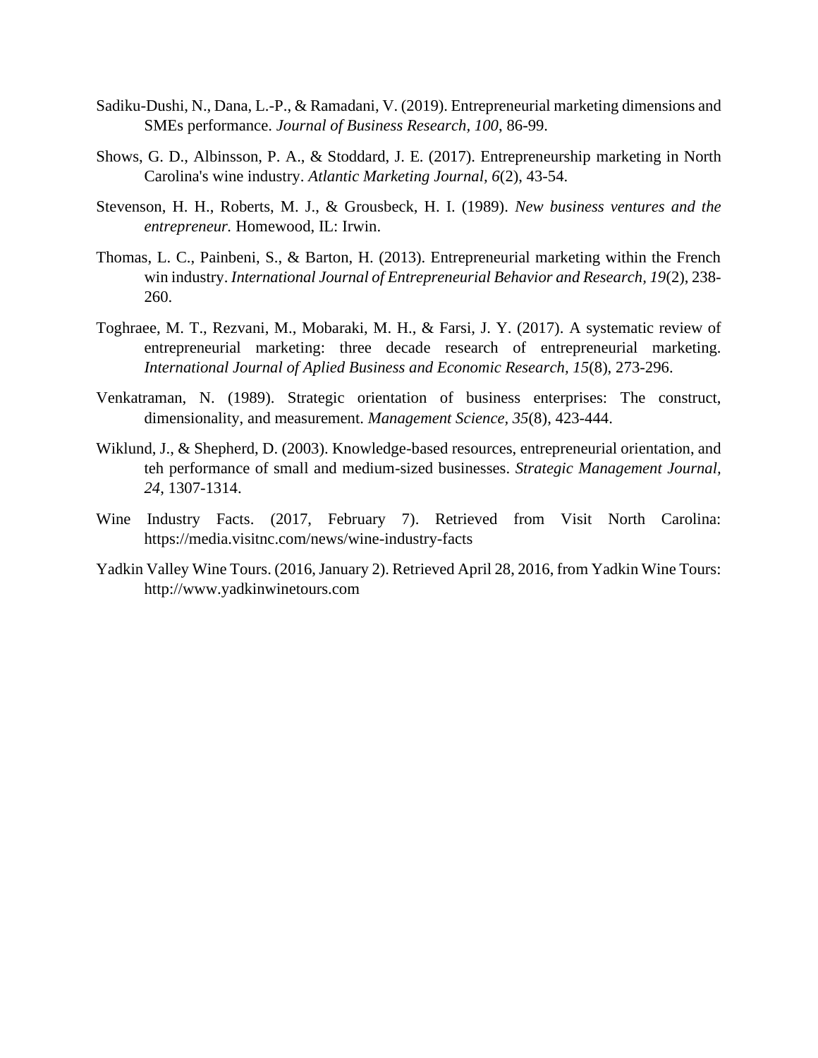Sadiku-Dushi, N., Dana, L.-P., & Ramadani, V. (2019). Entrepreneurial marketing dimensions and SMEs performance. *Journal of Business Research, 100*, 86-99.

Shows, G. D., Albinsson, P. A., & Stoddard, J. E. (2017). Entrepreneurship marketing in North Carolina's wine industry. *Atlantic Marketing Journal, 6*(2), 43-54.

Stevenson, H. H., Roberts, M. J., & Grousbeck, H. I. (1989). *New business ventures and the entrepreneur.* Homewood, IL: Irwin.

Thomas, L. C., Painbeni, S., & Barton, H. (2013). Entrepreneurial marketing within the French win industry. *International Journal of Entrepreneurial Behavior and Research, 19*(2), 238-260.

Toghraee, M. T., Rezvani, M., Mobaraki, M. H., & Farsi, J. Y. (2017). A systematic review of entrepreneurial marketing: three decade research of entrepreneurial marketing. *International Journal of Aplied Business and Economic Research, 15*(8), 273-296.

Venkatraman, N. (1989). Strategic orientation of business enterprises: The construct, dimensionality, and measurement. *Management Science, 35*(8), 423-444.

Wiklund, J., & Shepherd, D. (2003). Knowledge-based resources, entrepreneurial orientation, and teh performance of small and medium-sized businesses. *Strategic Management Journal, 24*, 1307-1314.

Wine Industry Facts. (2017, February 7). Retrieved from Visit North Carolina: https://media.visitnc.com/news/wine-industry-facts

Yadkin Valley Wine Tours. (2016, January 2). Retrieved April 28, 2016, from Yadkin Wine Tours: http://www.yadkinwinetours.com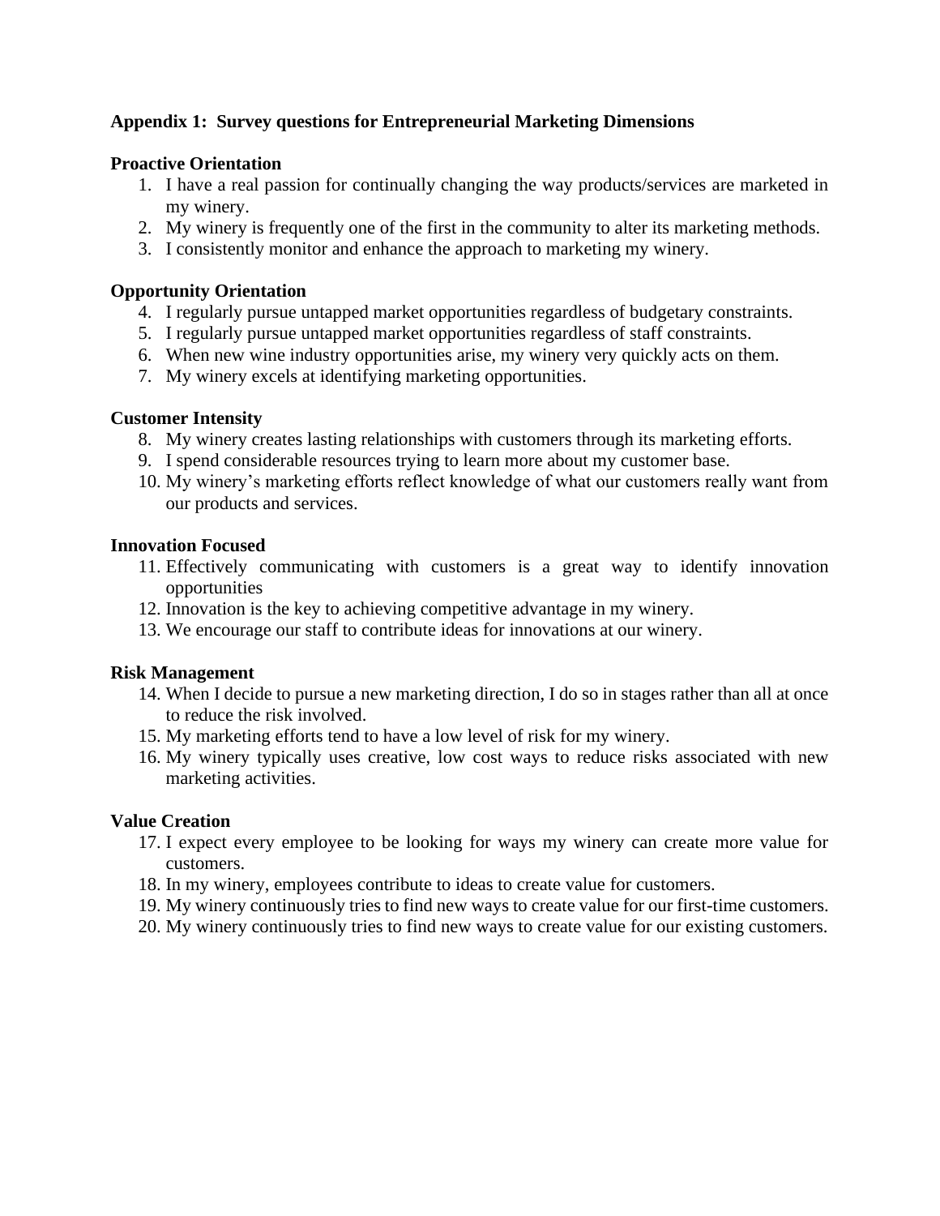**Appendix 1: Survey questions for Entrepreneurial Marketing Dimensions**

**Proactive Orientation**

1. I have a real passion for continually changing the way products/services are marketed in my winery.
2. My winery is frequently one of the first in the community to alter its marketing methods.
3. I consistently monitor and enhance the approach to marketing my winery.

**Opportunity Orientation**

4. I regularly pursue untapped market opportunities regardless of budgetary constraints.
5. I regularly pursue untapped market opportunities regardless of staff constraints.
6. When new wine industry opportunities arise, my winery very quickly acts on them.
7. My winery excels at identifying marketing opportunities.

**Customer Intensity**

8. My winery creates lasting relationships with customers through its marketing efforts.
9. I spend considerable resources trying to learn more about my customer base.
10. My winery's marketing efforts reflect knowledge of what our customers really want from our products and services.

**Innovation Focused**

11. Effectively communicating with customers is a great way to identify innovation opportunities
12. Innovation is the key to achieving competitive advantage in my winery.
13. We encourage our staff to contribute ideas for innovations at our winery.

**Risk Management**

14. When I decide to pursue a new marketing direction, I do so in stages rather than all at once to reduce the risk involved.
15. My marketing efforts tend to have a low level of risk for my winery.
16. My winery typically uses creative, low cost ways to reduce risks associated with new marketing activities.

**Value Creation**

17. I expect every employee to be looking for ways my winery can create more value for customers.
18. In my winery, employees contribute to ideas to create value for customers.
19. My winery continuously tries to find new ways to create value for our first-time customers.
20. My winery continuously tries to find new ways to create value for our existing customers.